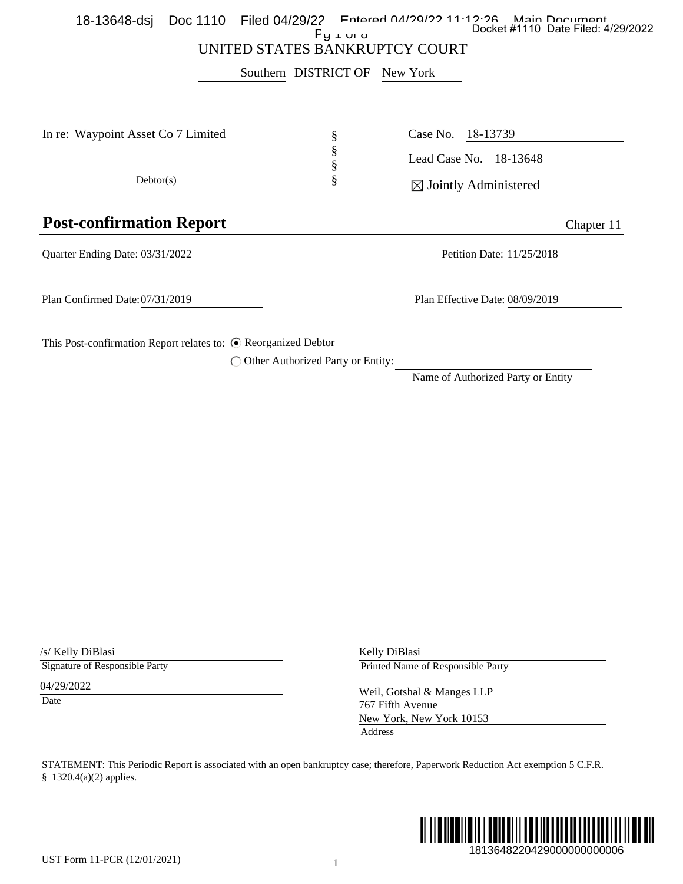UNITED STATES BANKRUPTCY COURT

Southern DISTRICT OF New York

| In re: Waypoint Asset Co 7 Limited | § | Case No. 18-13739 |
|---|---|---|
| | § | Lead Case No. 18-13648 |
| Debtor(s) | § | ☒ Jointly Administered |

## Post-confirmation Report

Chapter 11

Quarter Ending Date: 03/31/2022

Petition Date: 11/25/2018

Plan Confirmed Date: 07/31/2019

Plan Effective Date: 08/09/2019

This Post-confirmation Report relates to: ◉ Reorganized Debtor

◯ Other Authorized Party or Entity: ____________________

Name of Authorized Party or Entity

/s/ Kelly DiBlasi
Signature of Responsible Party

04/29/2022
Date

Kelly DiBlasi
Printed Name of Responsible Party

Weil, Gotshal & Manges LLP
767 Fifth Avenue
New York, New York 10153
Address

STATEMENT: This Periodic Report is associated with an open bankruptcy case; therefore, Paperwork Reduction Act exemption 5 C.F.R. § 1320.4(a)(2) applies.

UST Form 11-PCR (12/01/2021)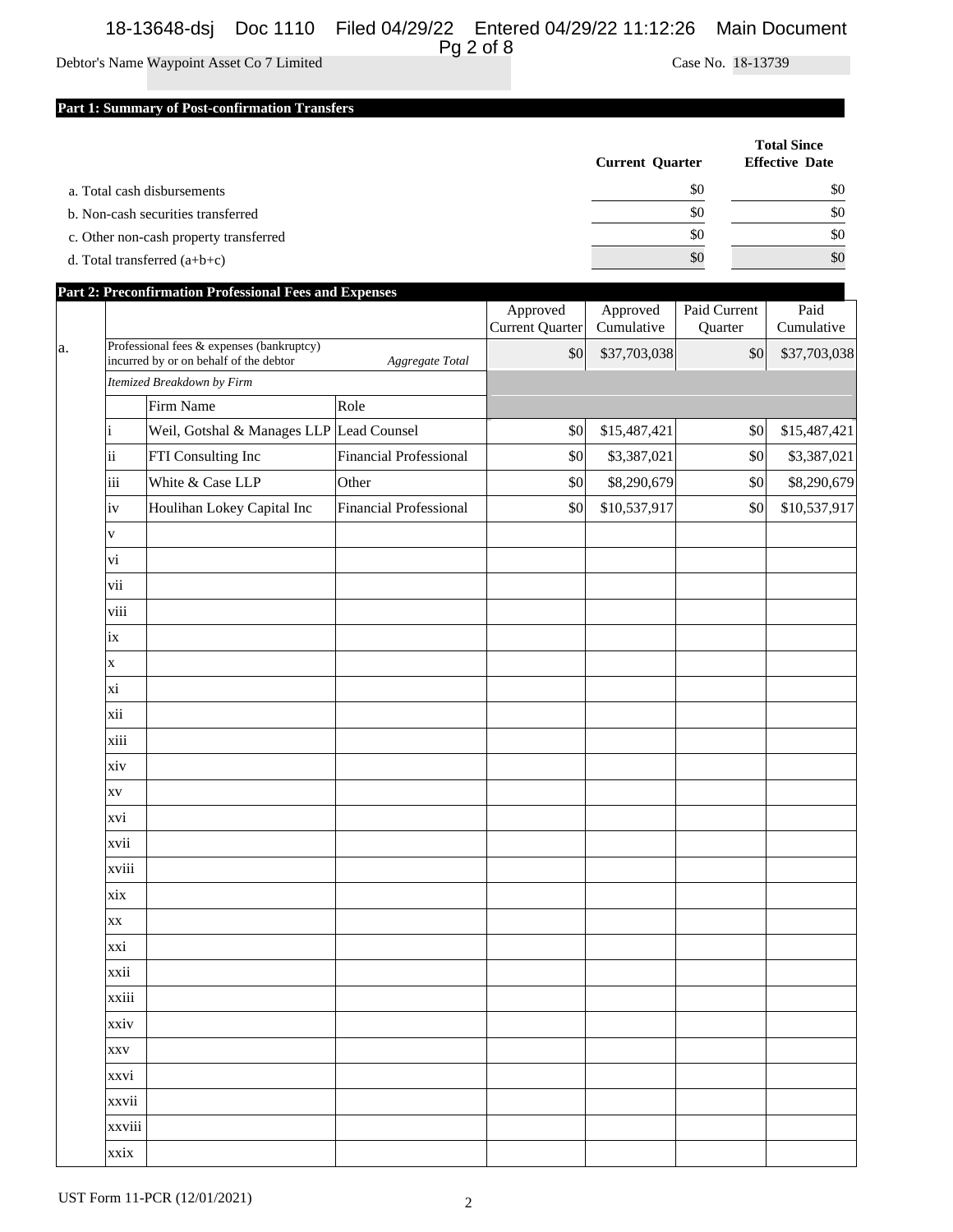Debtor's Name Waypoint Asset Co 7 Limited

Case No. 18-13739

## Part 1: Summary of Post-confirmation Transfers

| | Current Quarter | Total Since Effective Date |
|---|---|---|
| a. Total cash disbursements | $0 | $0 |
| b. Non-cash securities transferred | $0 | $0 |
| c. Other non-cash property transferred | $0 | $0 |
| d. Total transferred (a+b+c) | $0 | $0 |

## Part 2: Preconfirmation Professional Fees and Expenses

| | | | | Approved Current Quarter | Approved Cumulative | Paid Current Quarter | Paid Cumulative |
|---|---|---|---|---|---|---|---|
| a. | Professional fees & expenses (bankruptcy) incurred by or on behalf of the debtor | | *Aggregate Total* | $0 | $37,703,038 | $0 | $37,703,038 |
| | *Itemized Breakdown by Firm* | | | | | | |
| | | Firm Name | Role | | | | |
| | i | Weil, Gotshal & Manages LLP | Lead Counsel | $0 | $15,487,421 | $0 | $15,487,421 |
| | ii | FTI Consulting Inc | Financial Professional | $0 | $3,387,021 | $0 | $3,387,021 |
| | iii | White & Case LLP | Other | $0 | $8,290,679 | $0 | $8,290,679 |
| | iv | Houlihan Lokey Capital Inc | Financial Professional | $0 | $10,537,917 | $0 | $10,537,917 |
| | v | | | | | | |
| | vi | | | | | | |
| | vii | | | | | | |
| | viii | | | | | | |
| | ix | | | | | | |
| | x | | | | | | |
| | xi | | | | | | |
| | xii | | | | | | |
| | xiii | | | | | | |
| | xiv | | | | | | |
| | xv | | | | | | |
| | xvi | | | | | | |
| | xvii | | | | | | |
| | xviii | | | | | | |
| | xix | | | | | | |
| | xx | | | | | | |
| | xxi | | | | | | |
| | xxii | | | | | | |
| | xxiii | | | | | | |
| | xxiv | | | | | | |
| | xxv | | | | | | |
| | xxvi | | | | | | |
| | xxvii | | | | | | |
| | xxviii | | | | | | |
| | xxix | | | | | | |

UST Form 11-PCR (12/01/2021)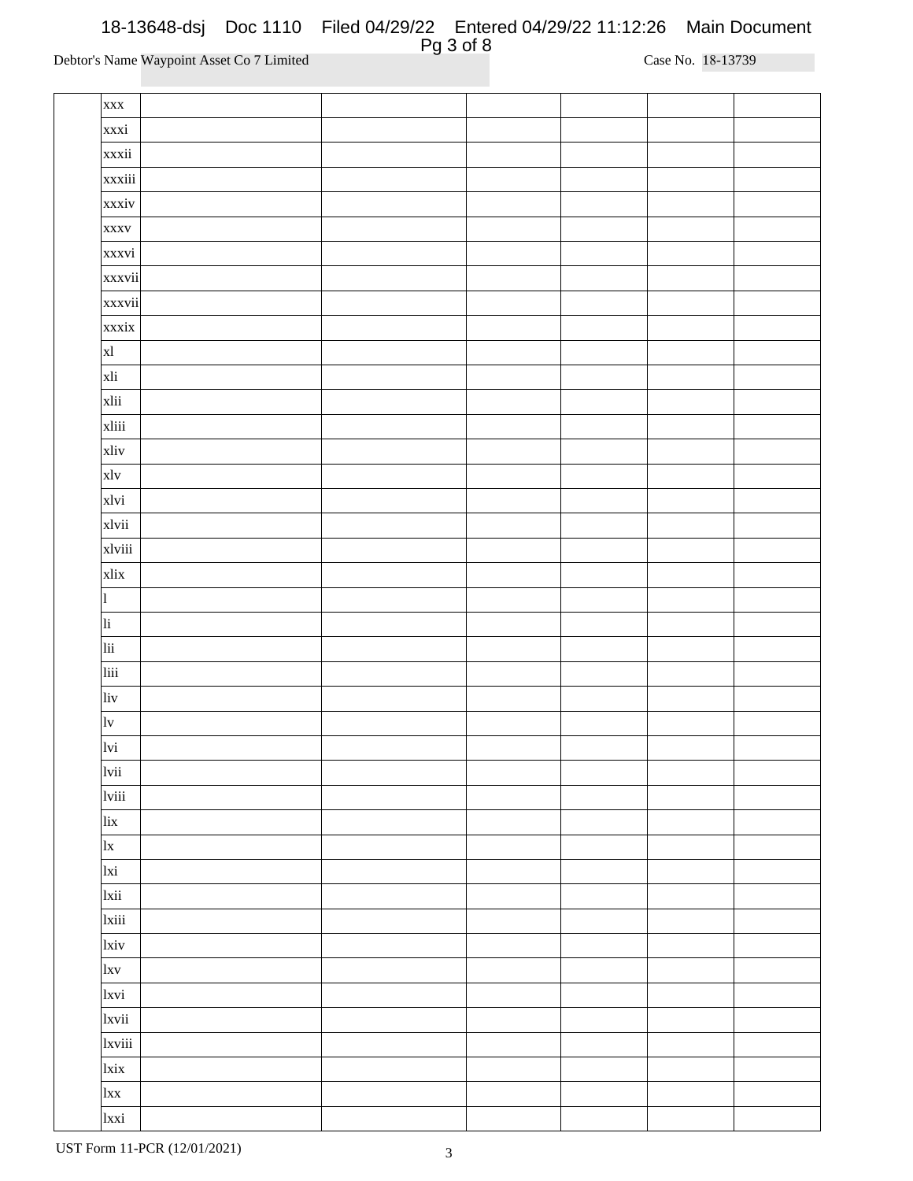Debtor's Name Waypoint Asset Co 7 Limited Case No. 18-13739

| | | | | | | | |
|---|---|---|---|---|---|---|---|
| | xxx | | | | | | |
| | xxxi | | | | | | |
| | xxxii | | | | | | |
| | xxxiii | | | | | | |
| | xxxiv | | | | | | |
| | xxxv | | | | | | |
| | xxxvi | | | | | | |
| | xxxvii | | | | | | |
| | xxxvii | | | | | | |
| | xxxix | | | | | | |
| | xl | | | | | | |
| | xli | | | | | | |
| | xlii | | | | | | |
| | xliii | | | | | | |
| | xliv | | | | | | |
| | xlv | | | | | | |
| | xlvi | | | | | | |
| | xlvii | | | | | | |
| | xlviii | | | | | | |
| | xlix | | | | | | |
| | l | | | | | | |
| | li | | | | | | |
| | lii | | | | | | |
| | liii | | | | | | |
| | liv | | | | | | |
| | lv | | | | | | |
| | lvi | | | | | | |
| | lvii | | | | | | |
| | lviii | | | | | | |
| | lix | | | | | | |
| | lx | | | | | | |
| | lxi | | | | | | |
| | lxii | | | | | | |
| | lxiii | | | | | | |
| | lxiv | | | | | | |
| | lxv | | | | | | |
| | lxvi | | | | | | |
| | lxvii | | | | | | |
| | lxviii | | | | | | |
| | lxix | | | | | | |
| | lxx | | | | | | |
| | lxxi | | | | | | |

UST Form 11-PCR (12/01/2021)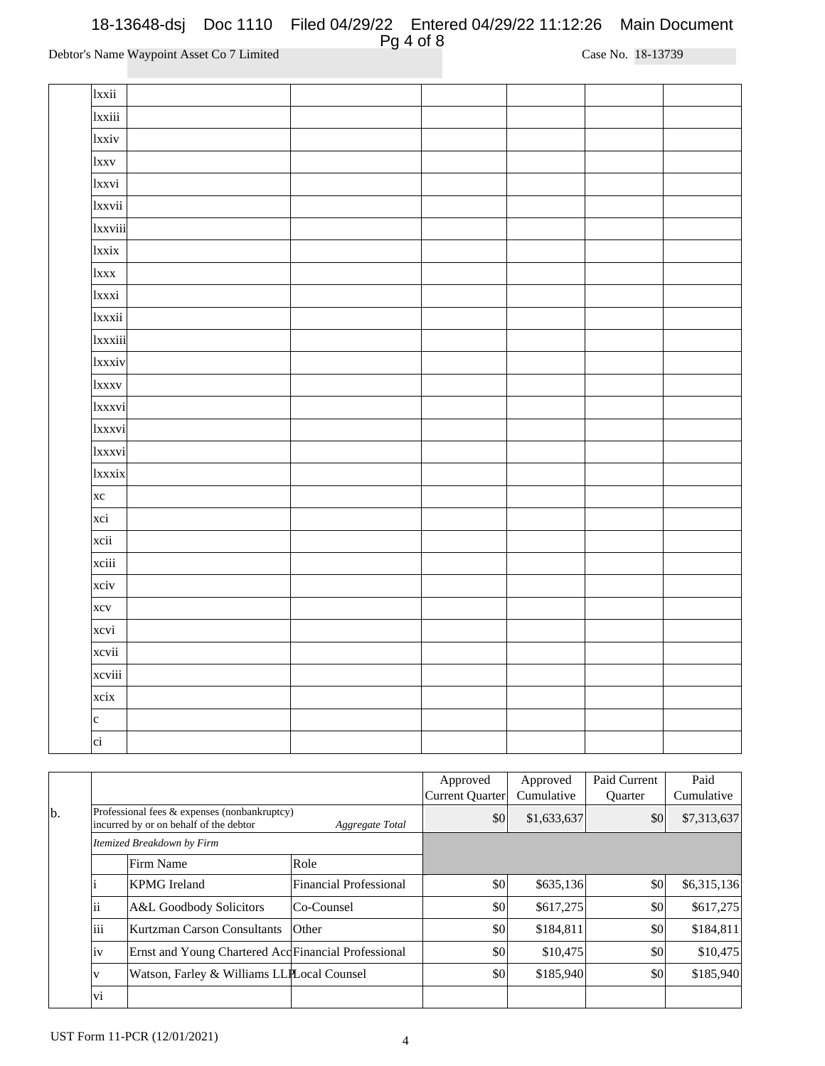Debtor's Name Waypoint Asset Co 7 Limited

Case No. 18-13739

| | | | | | | | |
|---|---|---|---|---|---|---|---|
| | lxxii | | | | | | |
| | lxxiii | | | | | | |
| | lxxiv | | | | | | |
| | lxxv | | | | | | |
| | lxxvi | | | | | | |
| | lxxvii | | | | | | |
| | lxxviii | | | | | | |
| | lxxix | | | | | | |
| | lxxx | | | | | | |
| | lxxxi | | | | | | |
| | lxxxii | | | | | | |
| | lxxxiii | | | | | | |
| | lxxxiv | | | | | | |
| | lxxxv | | | | | | |
| | lxxxvi | | | | | | |
| | lxxxvi | | | | | | |
| | lxxxvi | | | | | | |
| | lxxxix | | | | | | |
| | xc | | | | | | |
| | xci | | | | | | |
| | xcii | | | | | | |
| | xciii | | | | | | |
| | xciv | | | | | | |
| | xcv | | | | | | |
| | xcvi | | | | | | |
| | xcvii | | | | | | |
| | xcviii | | | | | | |
| | xcix | | | | | | |
| | c | | | | | | |
| | ci | | | | | | |

| | | | | Approved Current Quarter | Approved Cumulative | Paid Current Quarter | Paid Cumulative |
|---|---|---|---|---|---|---|---|
| b. | Professional fees & expenses (nonbankruptcy) incurred by or on behalf of the debtor | | *Aggregate Total* | $0 | $1,633,637 | $0 | $7,313,637 |
| | *Itemized Breakdown by Firm* | | | | | | |
| | | Firm Name | Role | | | | |
| | i | KPMG Ireland | Financial Professional | $0 | $635,136 | $0 | $6,315,136 |
| | ii | A&L Goodbody Solicitors | Co-Counsel | $0 | $617,275 | $0 | $617,275 |
| | iii | Kurtzman Carson Consultants | Other | $0 | $184,811 | $0 | $184,811 |
| | iv | Ernst and Young Chartered Acc | Financial Professional | $0 | $10,475 | $0 | $10,475 |
| | v | Watson, Farley & Williams LLP | Local Counsel | $0 | $185,940 | $0 | $185,940 |
| | vi | | | | | | |

UST Form 11-PCR (12/01/2021)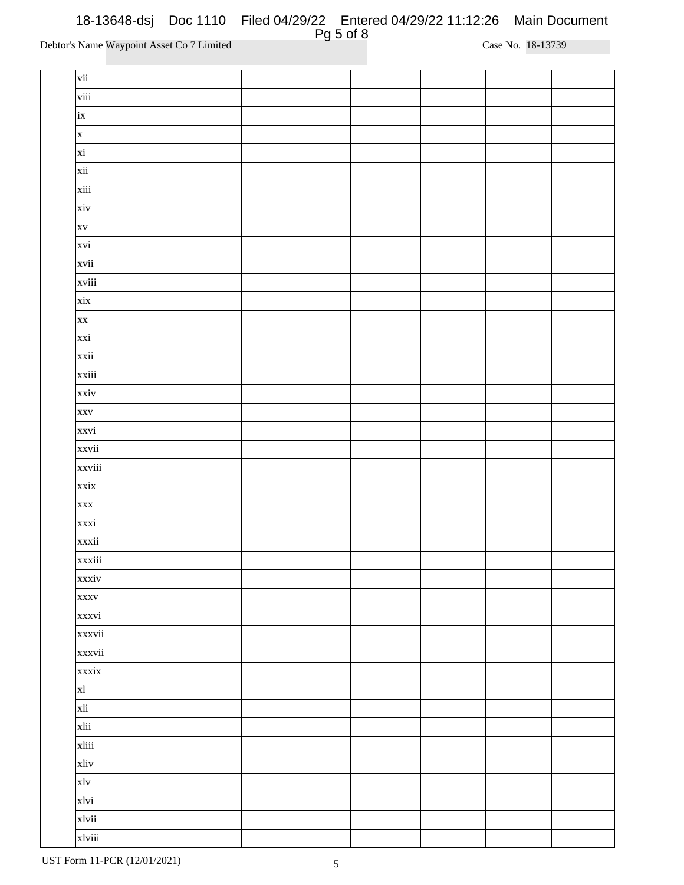Debtor's Name Waypoint Asset Co 7 Limited Case No. 18-13739

| | | | | | | | |
|---|---|---|---|---|---|---|---|
| | vii | | | | | | |
| | viii | | | | | | |
| | ix | | | | | | |
| | x | | | | | | |
| | xi | | | | | | |
| | xii | | | | | | |
| | xiii | | | | | | |
| | xiv | | | | | | |
| | xv | | | | | | |
| | xvi | | | | | | |
| | xvii | | | | | | |
| | xviii | | | | | | |
| | xix | | | | | | |
| | xx | | | | | | |
| | xxi | | | | | | |
| | xxii | | | | | | |
| | xxiii | | | | | | |
| | xxiv | | | | | | |
| | xxv | | | | | | |
| | xxvi | | | | | | |
| | xxvii | | | | | | |
| | xxviii | | | | | | |
| | xxix | | | | | | |
| | xxx | | | | | | |
| | xxxi | | | | | | |
| | xxxii | | | | | | |
| | xxxiii | | | | | | |
| | xxxiv | | | | | | |
| | xxxv | | | | | | |
| | xxxvi | | | | | | |
| | xxxvii | | | | | | |
| | xxxvii | | | | | | |
| | xxxix | | | | | | |
| | xl | | | | | | |
| | xli | | | | | | |
| | xlii | | | | | | |
| | xliii | | | | | | |
| | xliv | | | | | | |
| | xlv | | | | | | |
| | xlvi | | | | | | |
| | xlvii | | | | | | |
| | xlviii | | | | | | |

UST Form 11-PCR (12/01/2021)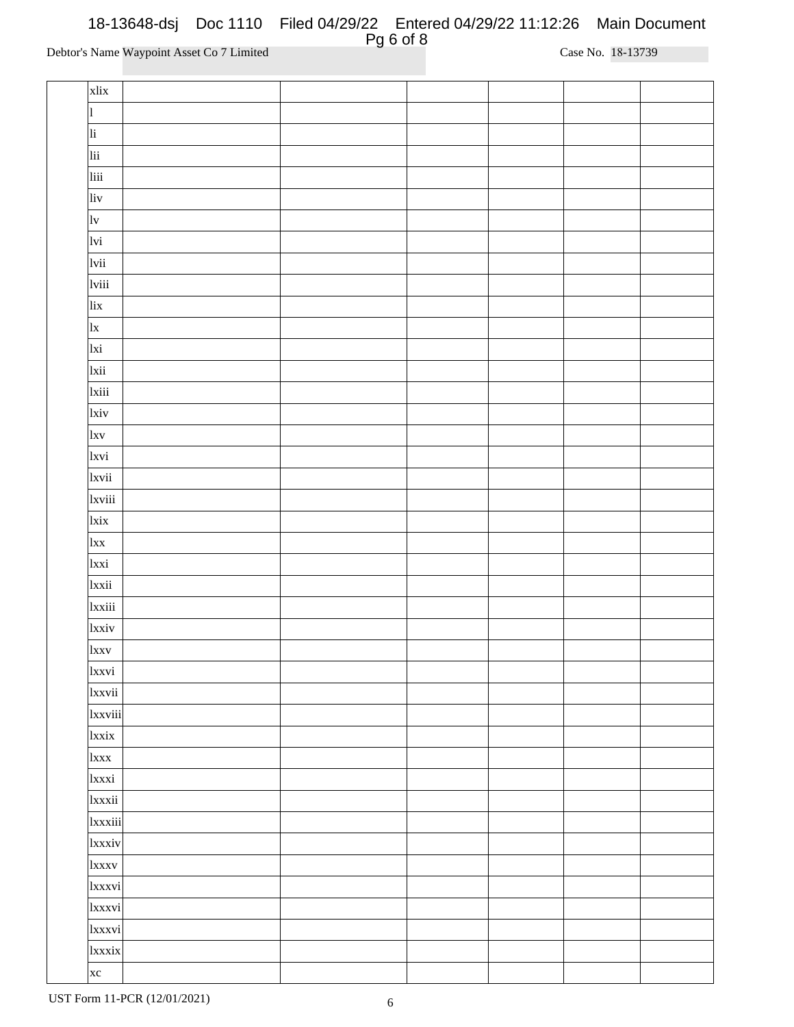Debtor's Name Waypoint Asset Co 7 Limited Case No. 18-13739

| | | | | | | | |
|---|---|---|---|---|---|---|---|
| | xlix | | | | | | |
| | l | | | | | | |
| | li | | | | | | |
| | lii | | | | | | |
| | liii | | | | | | |
| | liv | | | | | | |
| | lv | | | | | | |
| | lvi | | | | | | |
| | lvii | | | | | | |
| | lviii | | | | | | |
| | lix | | | | | | |
| | lx | | | | | | |
| | lxi | | | | | | |
| | lxii | | | | | | |
| | lxiii | | | | | | |
| | lxiv | | | | | | |
| | lxv | | | | | | |
| | lxvi | | | | | | |
| | lxvii | | | | | | |
| | lxviii | | | | | | |
| | lxix | | | | | | |
| | lxx | | | | | | |
| | lxxi | | | | | | |
| | lxxii | | | | | | |
| | lxxiii | | | | | | |
| | lxxiv | | | | | | |
| | lxxv | | | | | | |
| | lxxvi | | | | | | |
| | lxxvii | | | | | | |
| | lxxviii | | | | | | |
| | lxxix | | | | | | |
| | lxxx | | | | | | |
| | lxxxi | | | | | | |
| | lxxxii | | | | | | |
| | lxxxiii | | | | | | |
| | lxxxiv | | | | | | |
| | lxxxv | | | | | | |
| | lxxxvi | | | | | | |
| | lxxxvi | | | | | | |
| | lxxxvi | | | | | | |
| | lxxxix | | | | | | |
| | xc | | | | | | |

UST Form 11-PCR (12/01/2021)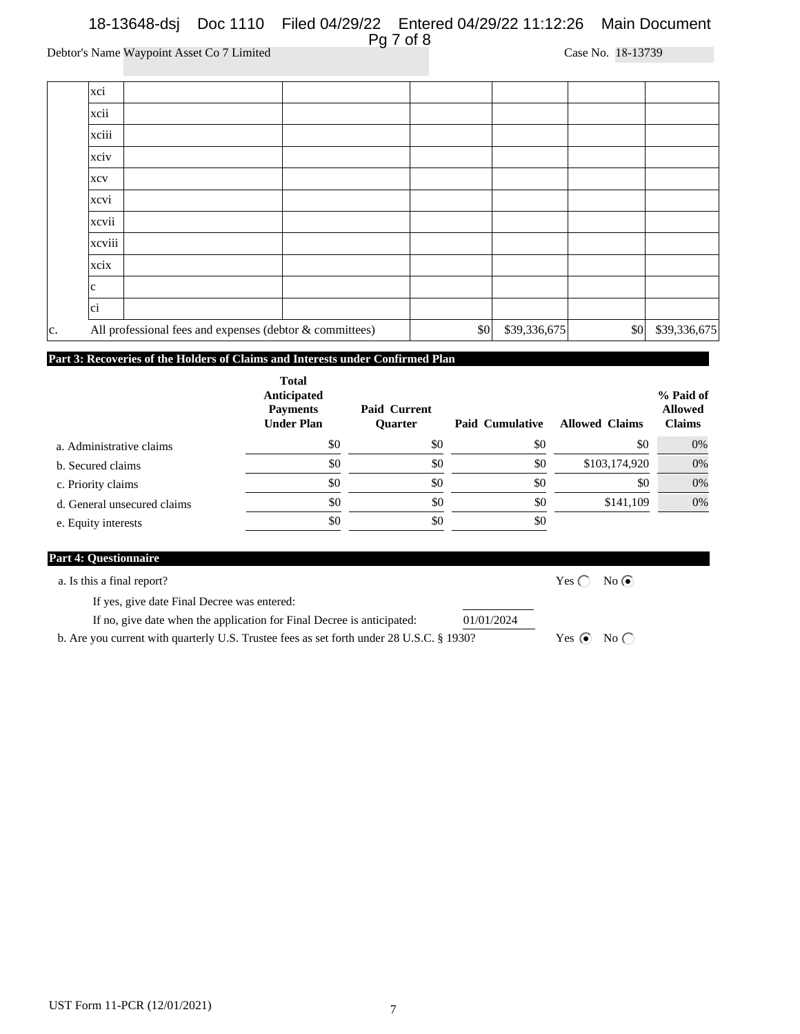Debtor's Name Waypoint Asset Co 7 Limited Case No. 18-13739

| | | | | | | | |
|---|---|---|---|---|---|---|---|
| | xci | | | | | | |
| | xcii | | | | | | |
| | xciii | | | | | | |
| | xciv | | | | | | |
| | xcv | | | | | | |
| | xcvi | | | | | | |
| | xcvii | | | | | | |
| | xcviii | | | | | | |
| | xcix | | | | | | |
| | c | | | | | | |
| | ci | | | | | | |
| c. | All professional fees and expenses (debtor & committees) | | | $0 | $39,336,675 | $0 | $39,336,675 |

## Part 3: Recoveries of the Holders of Claims and Interests under Confirmed Plan

| | Total Anticipated Payments Under Plan | Paid Current Quarter | Paid Cumulative | Allowed Claims | % Paid of Allowed Claims |
|---|---|---|---|---|---|
| a. Administrative claims | $0 | $0 | $0 | $0 | 0% |
| b. Secured claims | $0 | $0 | $0 | $103,174,920 | 0% |
| c. Priority claims | $0 | $0 | $0 | $0 | 0% |
| d. General unsecured claims | $0 | $0 | $0 | $141,109 | 0% |
| e. Equity interests | $0 | $0 | $0 | | |

## Part 4: Questionnaire

a. Is this a final report? Yes ◯ No ⦿

If yes, give date Final Decree was entered:

If no, give date when the application for Final Decree is anticipated: 01/01/2024

b. Are you current with quarterly U.S. Trustee fees as set forth under 28 U.S.C. § 1930? Yes ⦿ No ◯

UST Form 11-PCR (12/01/2021)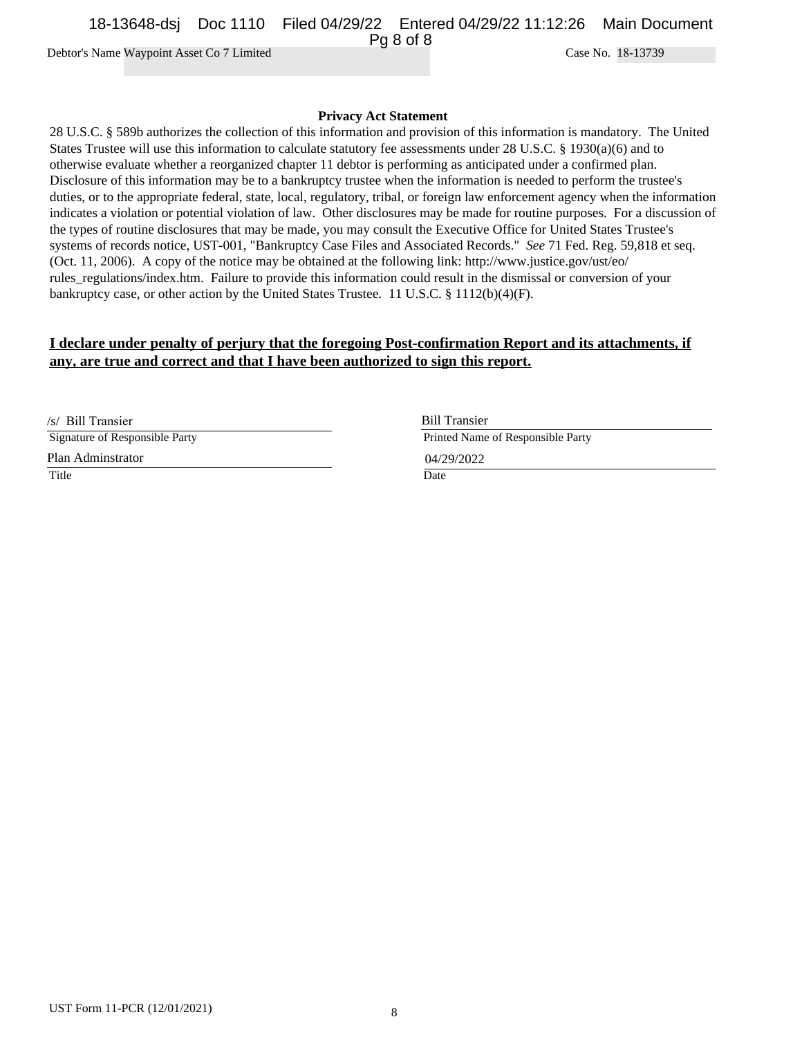Debtor's Name Waypoint Asset Co 7 Limited

Case No. 18-13739

**Privacy Act Statement**

28 U.S.C. § 589b authorizes the collection of this information and provision of this information is mandatory. The United States Trustee will use this information to calculate statutory fee assessments under 28 U.S.C. § 1930(a)(6) and to otherwise evaluate whether a reorganized chapter 11 debtor is performing as anticipated under a confirmed plan. Disclosure of this information may be to a bankruptcy trustee when the information is needed to perform the trustee's duties, or to the appropriate federal, state, local, regulatory, tribal, or foreign law enforcement agency when the information indicates a violation or potential violation of law. Other disclosures may be made for routine purposes. For a discussion of the types of routine disclosures that may be made, you may consult the Executive Office for United States Trustee's systems of records notice, UST-001, "Bankruptcy Case Files and Associated Records." *See* 71 Fed. Reg. 59,818 et seq. (Oct. 11, 2006). A copy of the notice may be obtained at the following link: http://www.justice.gov/ust/eo/rules_regulations/index.htm. Failure to provide this information could result in the dismissal or conversion of your bankruptcy case, or other action by the United States Trustee. 11 U.S.C. § 1112(b)(4)(F).

**I declare under penalty of perjury that the foregoing Post-confirmation Report and its attachments, if any, are true and correct and that I have been authorized to sign this report.**

| | |
|---|---|
| /s/ Bill Transier | Bill Transier |
| Signature of Responsible Party | Printed Name of Responsible Party |
| Plan Adminstrator | 04/29/2022 |
| Title | Date |

UST Form 11-PCR (12/01/2021)